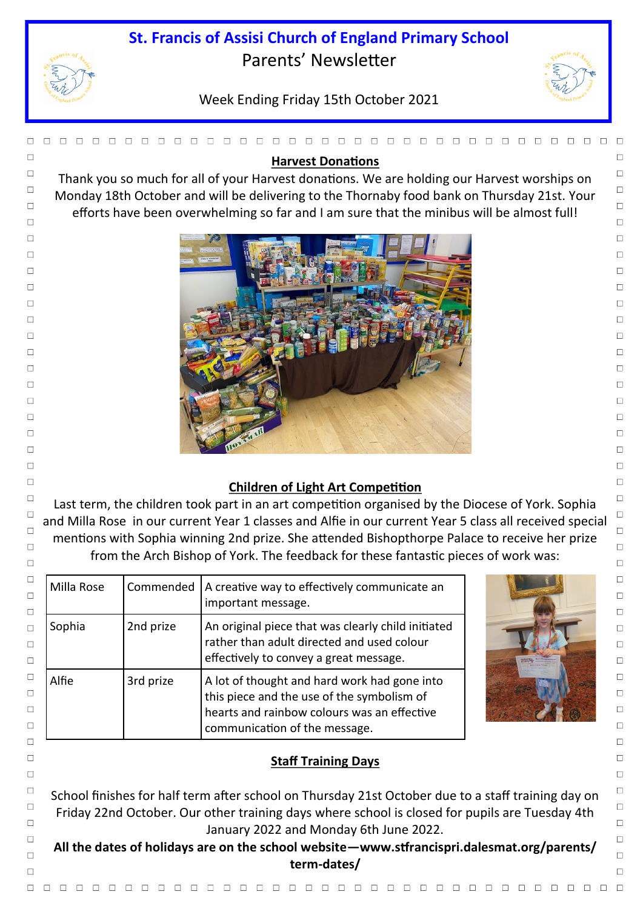# St. Francis of Assisi Church of England Primary School

Parents' Newsletter

Week Ending Friday 15th October 2021

## Harvest Donations

Thank you so much for all of your Harvest donations. We are holding our Harvest worships on Monday 18th October and will be delivering to the Thornaby food bank on Thursday 21st. Your efforts have been overwhelming so far and I am sure that the minibus will be almost full!

## Children of Light Art Competition

Last term, the children took part in an art competition organised by the Diocese of York. Sophia and Milla Rose in our current Year 1 classes and Alfie in our current Year 5 class all received special mentions with Sophia winning 2nd prize. She attended Bishopthorpe Palace to receive her prize from the Arch Bishop of York. The feedback for these fantastic pieces of work was:

| Milla Rose | Commended | A creative way to effectively communicate an important message. |
|---|---|---|
| Sophia | 2nd prize | An original piece that was clearly child initiated rather than adult directed and used colour effectively to convey a great message. |
| Alfie | 3rd prize | A lot of thought and hard work had gone into this piece and the use of the symbolism of hearts and rainbow colours was an effective communication of the message. |

## Staff Training Days

School finishes for half term after school on Thursday 21st October due to a staff training day on Friday 22nd October. Our other training days where school is closed for pupils are Tuesday 4th January 2022 and Monday 6th June 2022.

**All the dates of holidays are on the school website—www.stfrancispri.dalesmat.org/parents/term-dates/**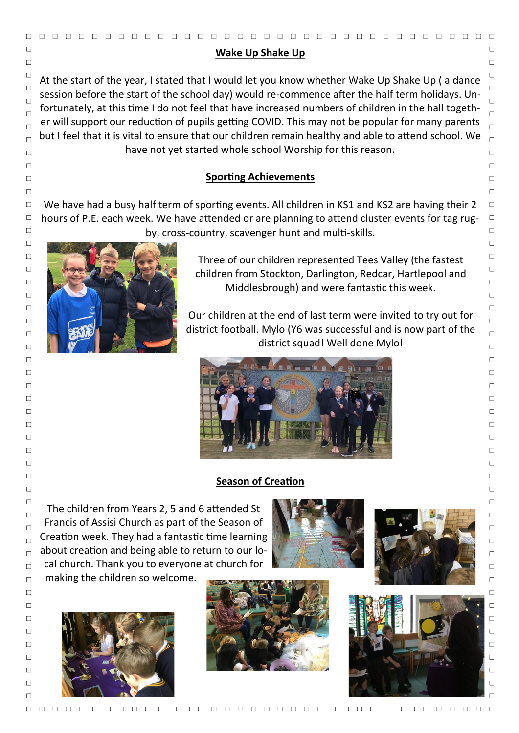## Wake Up Shake Up

At the start of the year, I stated that I would let you know whether Wake Up Shake Up ( a dance session before the start of the school day) would re-commence after the half term holidays. Unfortunately, at this time I do not feel that have increased numbers of children in the hall together will support our reduction of pupils getting COVID. This may not be popular for many parents but I feel that it is vital to ensure that our children remain healthy and able to attend school. We have not yet started whole school Worship for this reason.

## Sporting Achievements

We have had a busy half term of sporting events. All children in KS1 and KS2 are having their 2 hours of P.E. each week. We have attended or are planning to attend cluster events for tag rugby, cross-country, scavenger hunt and multi-skills.

Three of our children represented Tees Valley (the fastest children from Stockton, Darlington, Redcar, Hartlepool and Middlesbrough) and were fantastic this week.

Our children at the end of last term were invited to try out for district football. Mylo (Y6 was successful and is now part of the district squad! Well done Mylo!

## Season of Creation

The children from Years 2, 5 and 6 attended St Francis of Assisi Church as part of the Season of Creation week. They had a fantastic time learning about creation and being able to return to our local church. Thank you to everyone at church for making the children so welcome.